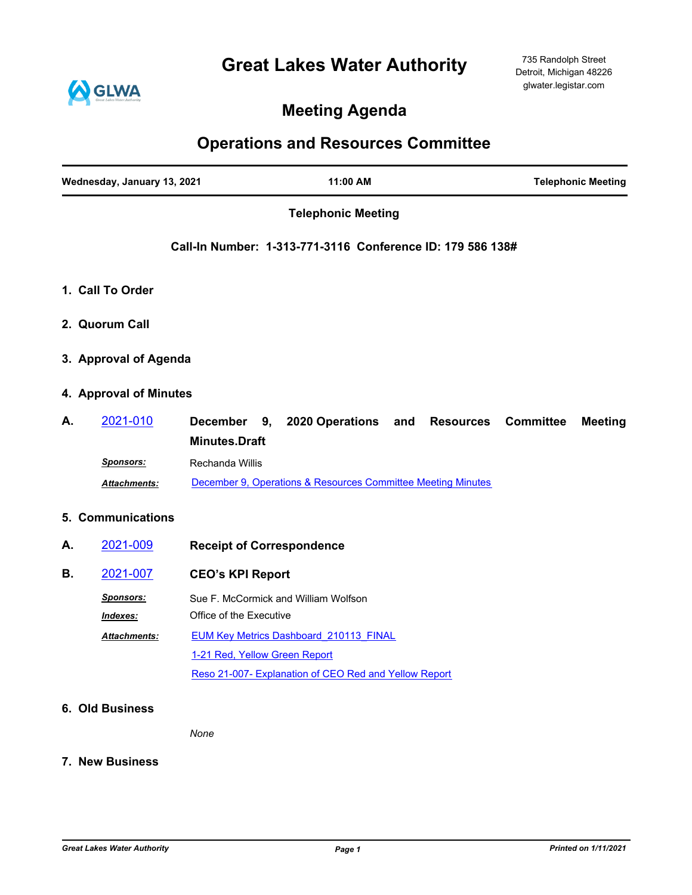# Great Lakes Water Authority

735 Randolph Street
Detroit, Michigan 48226
glwater.legistar.com

## Meeting Agenda

## Operations and Resources Committee

**Wednesday, January 13, 2021** | **11:00 AM** | **Telephonic Meeting**

**Telephonic Meeting**

**Call-In Number: 1-313-771-3116 Conference ID: 179 586 138#**

### 1. Call To Order

### 2. Quorum Call

### 3. Approval of Agenda

### 4. Approval of Minutes

**A.** 2021-010 **December 9, 2020 Operations and Resources Committee Meeting Minutes.Draft**

***Sponsors:*** Rechanda Willis

***Attachments:*** December 9, Operations & Resources Committee Meeting Minutes

### 5. Communications

**A.** 2021-009 **Receipt of Correspondence**

**B.** 2021-007 **CEO's KPI Report**

***Sponsors:*** Sue F. McCormick and William Wolfson

***Indexes:*** Office of the Executive

***Attachments:*** EUM Key Metrics Dashboard_210113_FINAL
1-21 Red, Yellow Green Report
Reso 21-007- Explanation of CEO Red and Yellow Report

### 6. Old Business

*None*

### 7. New Business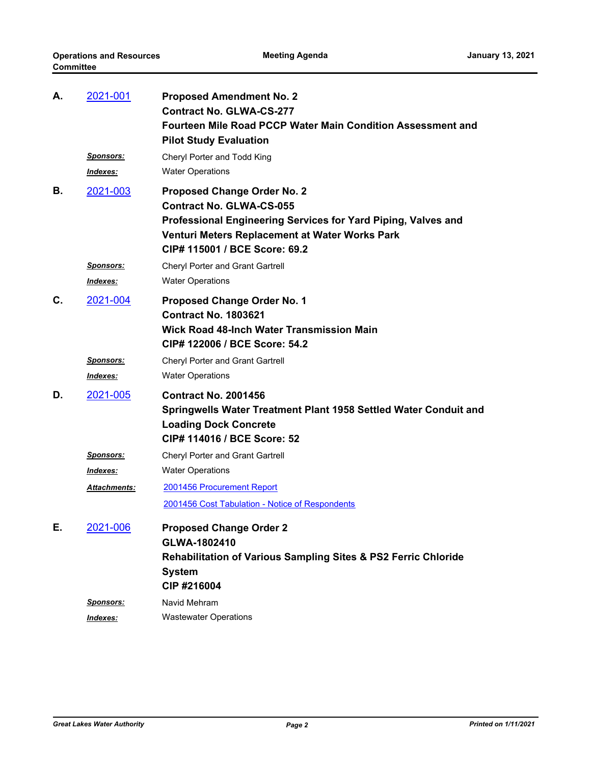**A.** 2021-001 **Proposed Amendment No. 2**
**Contract No. GLWA-CS-277**
**Fourteen Mile Road PCCP Water Main Condition Assessment and Pilot Study Evaluation**

***Sponsors:*** Cheryl Porter and Todd King

***Indexes:*** Water Operations

**B.** 2021-003 **Proposed Change Order No. 2**
**Contract No. GLWA-CS-055**
**Professional Engineering Services for Yard Piping, Valves and Venturi Meters Replacement at Water Works Park**
**CIP# 115001 / BCE Score: 69.2**

***Sponsors:*** Cheryl Porter and Grant Gartrell

***Indexes:*** Water Operations

**C.** 2021-004 **Proposed Change Order No. 1**
**Contract No. 1803621**
**Wick Road 48-Inch Water Transmission Main**
**CIP# 122006 / BCE Score: 54.2**

***Sponsors:*** Cheryl Porter and Grant Gartrell

***Indexes:*** Water Operations

**D.** 2021-005 **Contract No. 2001456**
**Springwells Water Treatment Plant 1958 Settled Water Conduit and Loading Dock Concrete**
**CIP# 114016 / BCE Score: 52**

***Sponsors:*** Cheryl Porter and Grant Gartrell

***Indexes:*** Water Operations

***Attachments:*** 2001456 Procurement Report

2001456 Cost Tabulation - Notice of Respondents

**E.** 2021-006 **Proposed Change Order 2**
**GLWA-1802410**
**Rehabilitation of Various Sampling Sites & PS2 Ferric Chloride System**
**CIP #216004**

***Sponsors:*** Navid Mehram

***Indexes:*** Wastewater Operations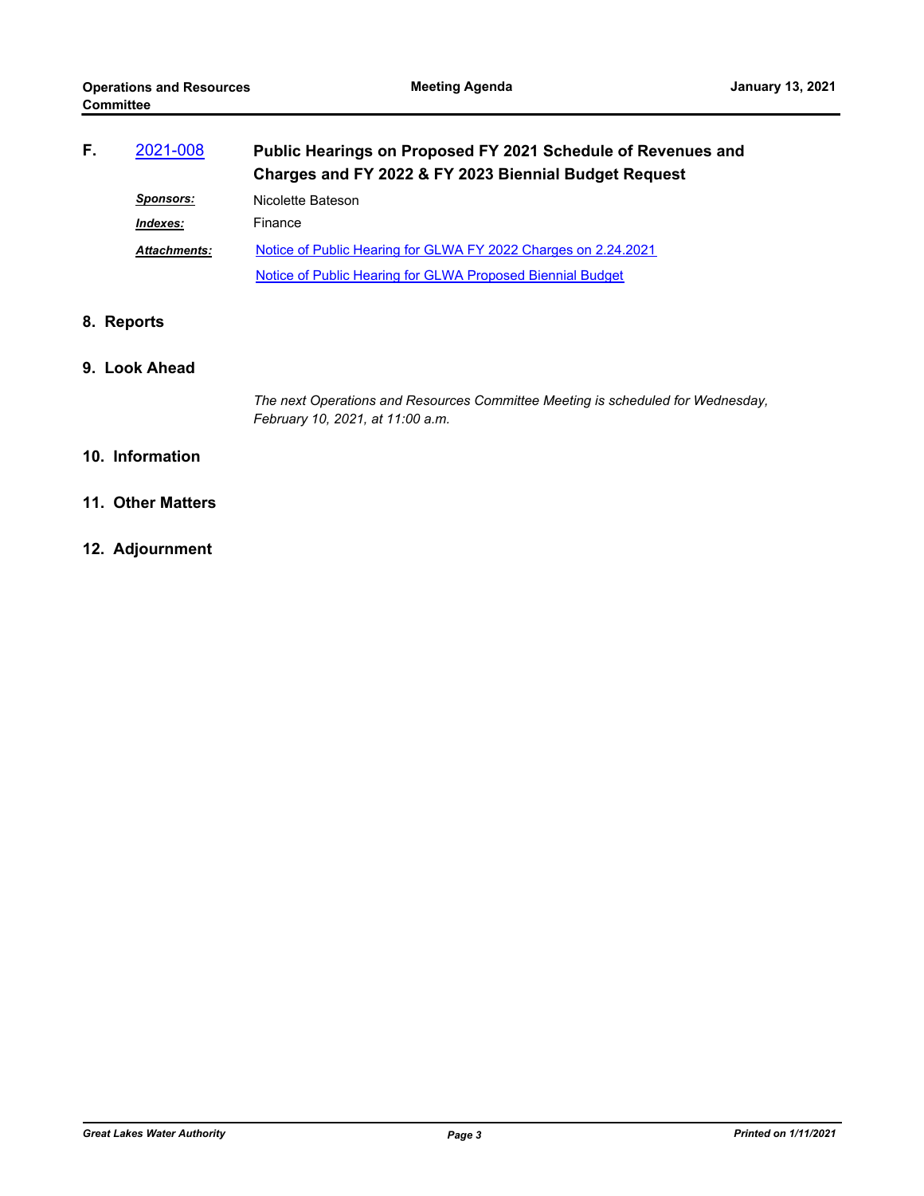**F.** 2021-008 **Public Hearings on Proposed FY 2021 Schedule of Revenues and Charges and FY 2022 & FY 2023 Biennial Budget Request**

***Sponsors:*** Nicolette Bateson

***Indexes:*** Finance

***Attachments:*** Notice of Public Hearing for GLWA FY 2022 Charges on 2.24.2021

Notice of Public Hearing for GLWA Proposed Biennial Budget

## 8. Reports

## 9. Look Ahead

*The next Operations and Resources Committee Meeting is scheduled for Wednesday, February 10, 2021, at 11:00 a.m.*

## 10. Information

## 11. Other Matters

## 12. Adjournment